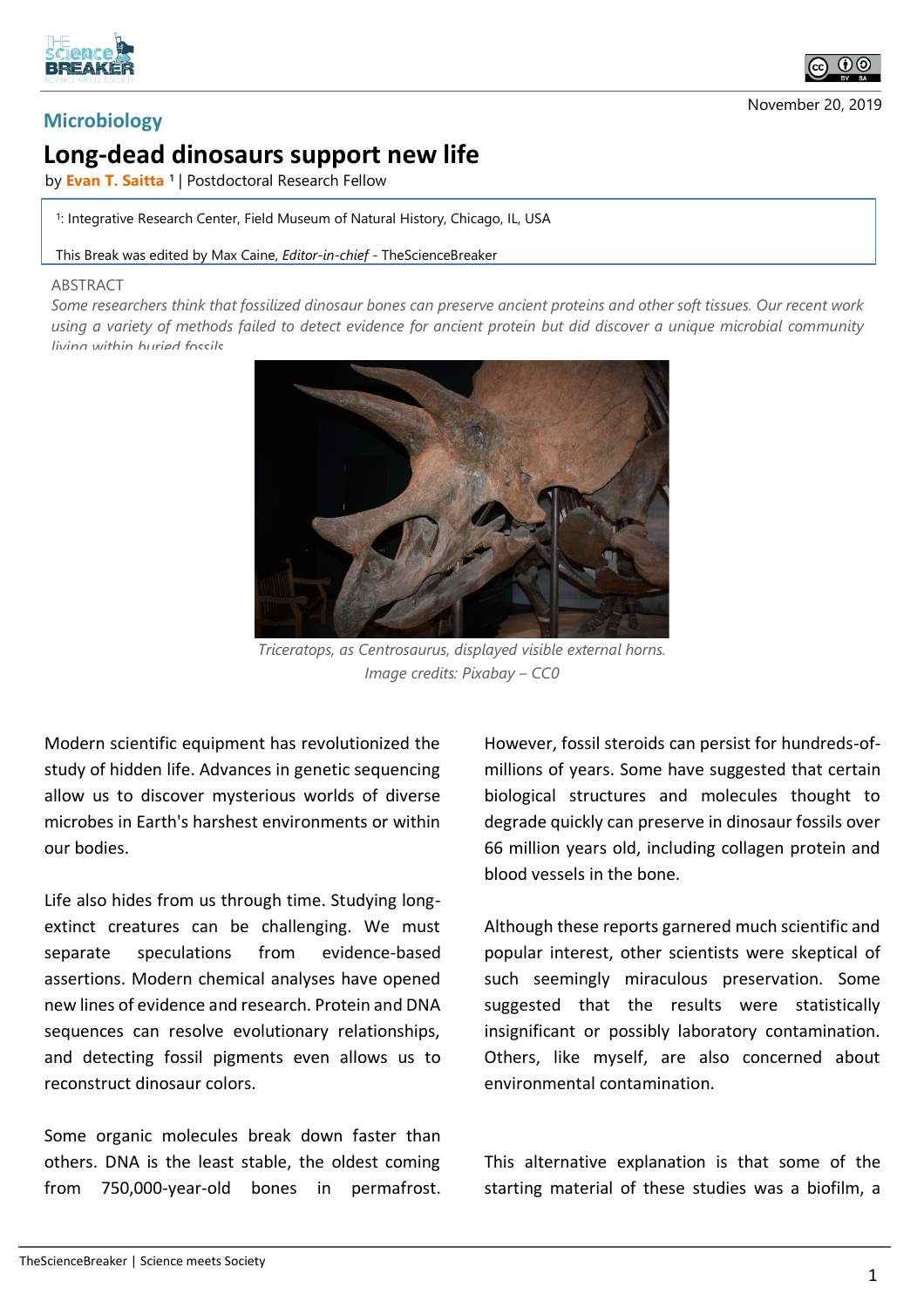November 20, 2019

Microbiology

# Long-dead dinosaurs support new life

by **Evan T. Saitta** [1] | Postdoctoral Research Fellow

[1]: Integrative Research Center, Field Museum of Natural History, Chicago, IL, USA

This Break was edited by Max Caine, *Editor-in-chief* - TheScienceBreaker

ABSTRACT

*Some researchers think that fossilized dinosaur bones can preserve ancient proteins and other soft tissues. Our recent work using a variety of methods failed to detect evidence for ancient protein but did discover a unique microbial community living within buried fossils.*

*Triceratops, as Centrosaurus, displayed visible external horns.*
*Image credits: Pixabay – CC0*

Modern scientific equipment has revolutionized the study of hidden life. Advances in genetic sequencing allow us to discover mysterious worlds of diverse microbes in Earth's harshest environments or within our bodies.

Life also hides from us through time. Studying long-extinct creatures can be challenging. We must separate speculations from evidence-based assertions. Modern chemical analyses have opened new lines of evidence and research. Protein and DNA sequences can resolve evolutionary relationships, and detecting fossil pigments even allows us to reconstruct dinosaur colors.

Some organic molecules break down faster than others. DNA is the least stable, the oldest coming from 750,000-year-old bones in permafrost. However, fossil steroids can persist for hundreds-of-millions of years. Some have suggested that certain biological structures and molecules thought to degrade quickly can preserve in dinosaur fossils over 66 million years old, including collagen protein and blood vessels in the bone.

Although these reports garnered much scientific and popular interest, other scientists were skeptical of such seemingly miraculous preservation. Some suggested that the results were statistically insignificant or possibly laboratory contamination. Others, like myself, are also concerned about environmental contamination.

This alternative explanation is that some of the starting material of these studies was a biofilm, a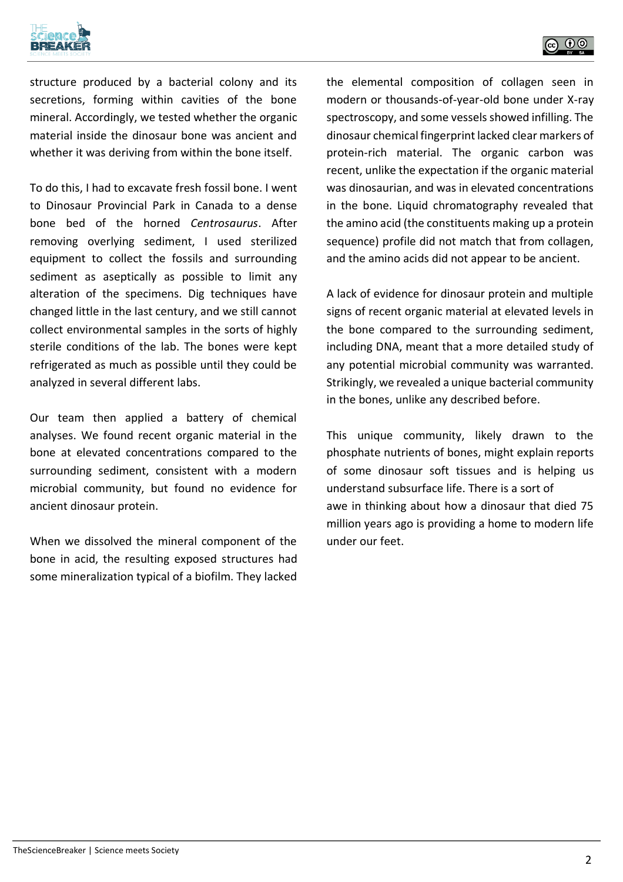structure produced by a bacterial colony and its secretions, forming within cavities of the bone mineral. Accordingly, we tested whether the organic material inside the dinosaur bone was ancient and whether it was deriving from within the bone itself.

To do this, I had to excavate fresh fossil bone. I went to Dinosaur Provincial Park in Canada to a dense bone bed of the horned *Centrosaurus*. After removing overlying sediment, I used sterilized equipment to collect the fossils and surrounding sediment as aseptically as possible to limit any alteration of the specimens. Dig techniques have changed little in the last century, and we still cannot collect environmental samples in the sorts of highly sterile conditions of the lab. The bones were kept refrigerated as much as possible until they could be analyzed in several different labs.

Our team then applied a battery of chemical analyses. We found recent organic material in the bone at elevated concentrations compared to the surrounding sediment, consistent with a modern microbial community, but found no evidence for ancient dinosaur protein.

When we dissolved the mineral component of the bone in acid, the resulting exposed structures had some mineralization typical of a biofilm. They lacked the elemental composition of collagen seen in modern or thousands-of-year-old bone under X-ray spectroscopy, and some vessels showed infilling. The dinosaur chemical fingerprint lacked clear markers of protein-rich material. The organic carbon was recent, unlike the expectation if the organic material was dinosaurian, and was in elevated concentrations in the bone. Liquid chromatography revealed that the amino acid (the constituents making up a protein sequence) profile did not match that from collagen, and the amino acids did not appear to be ancient.

A lack of evidence for dinosaur protein and multiple signs of recent organic material at elevated levels in the bone compared to the surrounding sediment, including DNA, meant that a more detailed study of any potential microbial community was warranted. Strikingly, we revealed a unique bacterial community in the bones, unlike any described before.

This unique community, likely drawn to the phosphate nutrients of bones, might explain reports of some dinosaur soft tissues and is helping us understand subsurface life. There is a sort of awe in thinking about how a dinosaur that died 75 million years ago is providing a home to modern life under our feet.